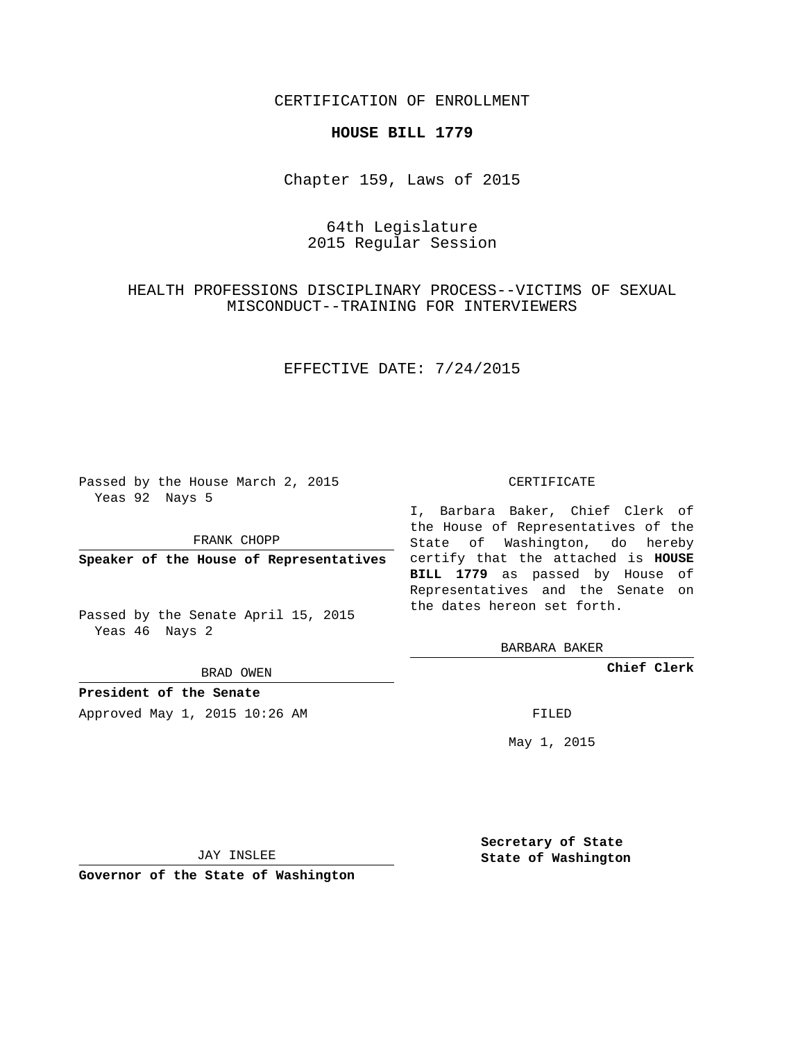CERTIFICATION OF ENROLLMENT

**HOUSE BILL 1779**

Chapter 159, Laws of 2015

64th Legislature
2015 Regular Session

HEALTH PROFESSIONS DISCIPLINARY PROCESS--VICTIMS OF SEXUAL MISCONDUCT--TRAINING FOR INTERVIEWERS

EFFECTIVE DATE: 7/24/2015

Passed by the House March 2, 2015
Yeas 92 Nays 5

FRANK CHOPP

**Speaker of the House of Representatives**

Passed by the Senate April 15, 2015
Yeas 46 Nays 2

BRAD OWEN

**President of the Senate**

Approved May 1, 2015 10:26 AM

JAY INSLEE

**Governor of the State of Washington**

CERTIFICATE

I, Barbara Baker, Chief Clerk of the House of Representatives of the State of Washington, do hereby certify that the attached is **HOUSE BILL 1779** as passed by House of Representatives and the Senate on the dates hereon set forth.

BARBARA BAKER

**Chief Clerk**

FILED

May 1, 2015

**Secretary of State**
**State of Washington**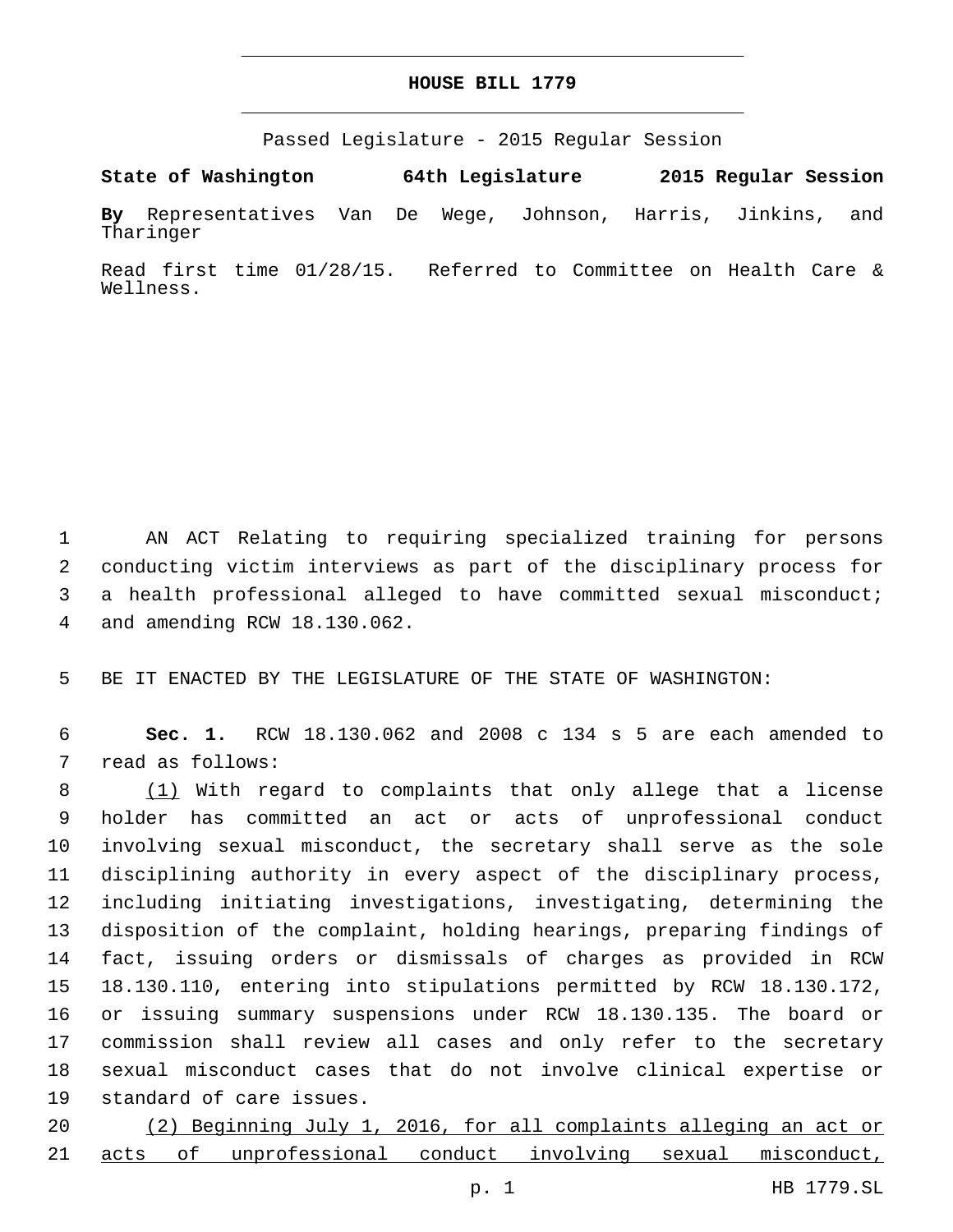# HOUSE BILL 1779

Passed Legislature - 2015 Regular Session

**State of Washington 64th Legislature 2015 Regular Session**

**By** Representatives Van De Wege, Johnson, Harris, Jinkins, and Tharinger

Read first time 01/28/15. Referred to Committee on Health Care & Wellness.

1 AN ACT Relating to requiring specialized training for persons
2 conducting victim interviews as part of the disciplinary process for
3 a health professional alleged to have committed sexual misconduct;
4 and amending RCW 18.130.062.

5 BE IT ENACTED BY THE LEGISLATURE OF THE STATE OF WASHINGTON:

6 **Sec. 1.** RCW 18.130.062 and 2008 c 134 s 5 are each amended to
7 read as follows:

8 <u>(1)</u> With regard to complaints that only allege that a license
9 holder has committed an act or acts of unprofessional conduct
10 involving sexual misconduct, the secretary shall serve as the sole
11 disciplining authority in every aspect of the disciplinary process,
12 including initiating investigations, investigating, determining the
13 disposition of the complaint, holding hearings, preparing findings of
14 fact, issuing orders or dismissals of charges as provided in RCW
15 18.130.110, entering into stipulations permitted by RCW 18.130.172,
16 or issuing summary suspensions under RCW 18.130.135. The board or
17 commission shall review all cases and only refer to the secretary
18 sexual misconduct cases that do not involve clinical expertise or
19 standard of care issues.

20 <u>(2) Beginning July 1, 2016, for all complaints alleging an act or</u>
21 <u>acts of unprofessional conduct involving sexual misconduct,</u>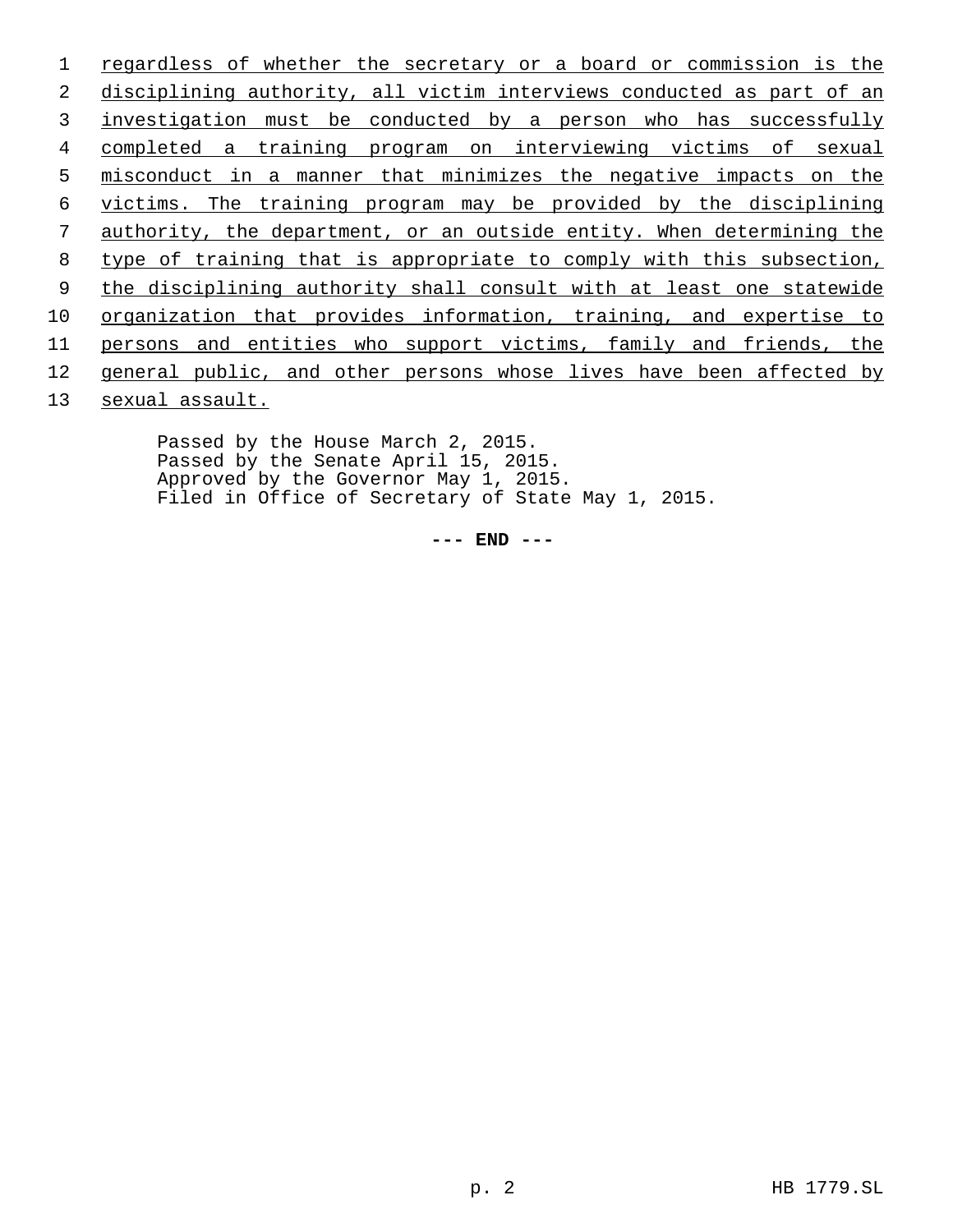regardless of whether the secretary or a board or commission is the disciplining authority, all victim interviews conducted as part of an investigation must be conducted by a person who has successfully completed a training program on interviewing victims of sexual misconduct in a manner that minimizes the negative impacts on the victims. The training program may be provided by the disciplining authority, the department, or an outside entity. When determining the type of training that is appropriate to comply with this subsection, the disciplining authority shall consult with at least one statewide organization that provides information, training, and expertise to persons and entities who support victims, family and friends, the general public, and other persons whose lives have been affected by sexual assault.

Passed by the House March 2, 2015.
Passed by the Senate April 15, 2015.
Approved by the Governor May 1, 2015.
Filed in Office of Secretary of State May 1, 2015.

**--- END ---**